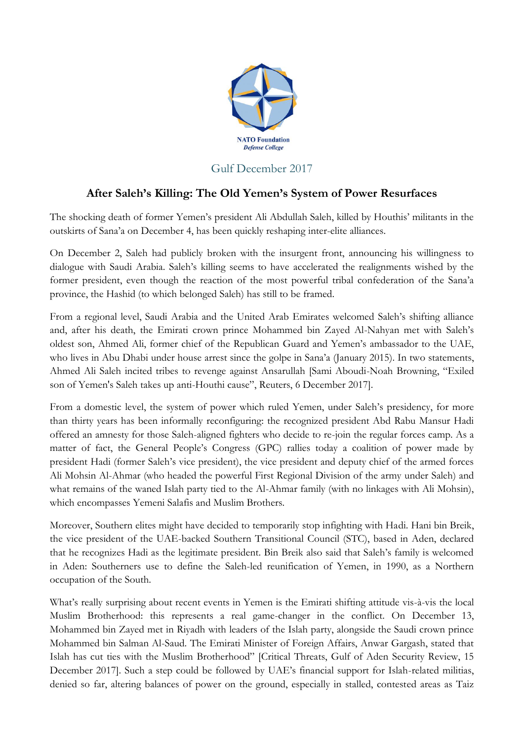NATO Foundation
*Defense College*

Gulf December 2017

## After Saleh's Killing: The Old Yemen's System of Power Resurfaces

The shocking death of former Yemen's president Ali Abdullah Saleh, killed by Houthis' militants in the outskirts of Sana'a on December 4, has been quickly reshaping inter-elite alliances.

On December 2, Saleh had publicly broken with the insurgent front, announcing his willingness to dialogue with Saudi Arabia. Saleh's killing seems to have accelerated the realignments wished by the former president, even though the reaction of the most powerful tribal confederation of the Sana'a province, the Hashid (to which belonged Saleh) has still to be framed.

From a regional level, Saudi Arabia and the United Arab Emirates welcomed Saleh's shifting alliance and, after his death, the Emirati crown prince Mohammed bin Zayed Al-Nahyan met with Saleh's oldest son, Ahmed Ali, former chief of the Republican Guard and Yemen's ambassador to the UAE, who lives in Abu Dhabi under house arrest since the golpe in Sana'a (January 2015). In two statements, Ahmed Ali Saleh incited tribes to revenge against Ansarullah [Sami Aboudi-Noah Browning, "Exiled son of Yemen's Saleh takes up anti-Houthi cause", Reuters, 6 December 2017].

From a domestic level, the system of power which ruled Yemen, under Saleh's presidency, for more than thirty years has been informally reconfiguring: the recognized president Abd Rabu Mansur Hadi offered an amnesty for those Saleh-aligned fighters who decide to re-join the regular forces camp. As a matter of fact, the General People's Congress (GPC) rallies today a coalition of power made by president Hadi (former Saleh's vice president), the vice president and deputy chief of the armed forces Ali Mohsin Al-Ahmar (who headed the powerful First Regional Division of the army under Saleh) and what remains of the waned Islah party tied to the Al-Ahmar family (with no linkages with Ali Mohsin), which encompasses Yemeni Salafis and Muslim Brothers.

Moreover, Southern elites might have decided to temporarily stop infighting with Hadi. Hani bin Breik, the vice president of the UAE-backed Southern Transitional Council (STC), based in Aden, declared that he recognizes Hadi as the legitimate president. Bin Breik also said that Saleh's family is welcomed in Aden: Southerners use to define the Saleh-led reunification of Yemen, in 1990, as a Northern occupation of the South.

What's really surprising about recent events in Yemen is the Emirati shifting attitude vis-à-vis the local Muslim Brotherhood: this represents a real game-changer in the conflict. On December 13, Mohammed bin Zayed met in Riyadh with leaders of the Islah party, alongside the Saudi crown prince Mohammed bin Salman Al-Saud. The Emirati Minister of Foreign Affairs, Anwar Gargash, stated that Islah has cut ties with the Muslim Brotherhood" [Critical Threats, Gulf of Aden Security Review, 15 December 2017]. Such a step could be followed by UAE's financial support for Islah-related militias, denied so far, altering balances of power on the ground, especially in stalled, contested areas as Taiz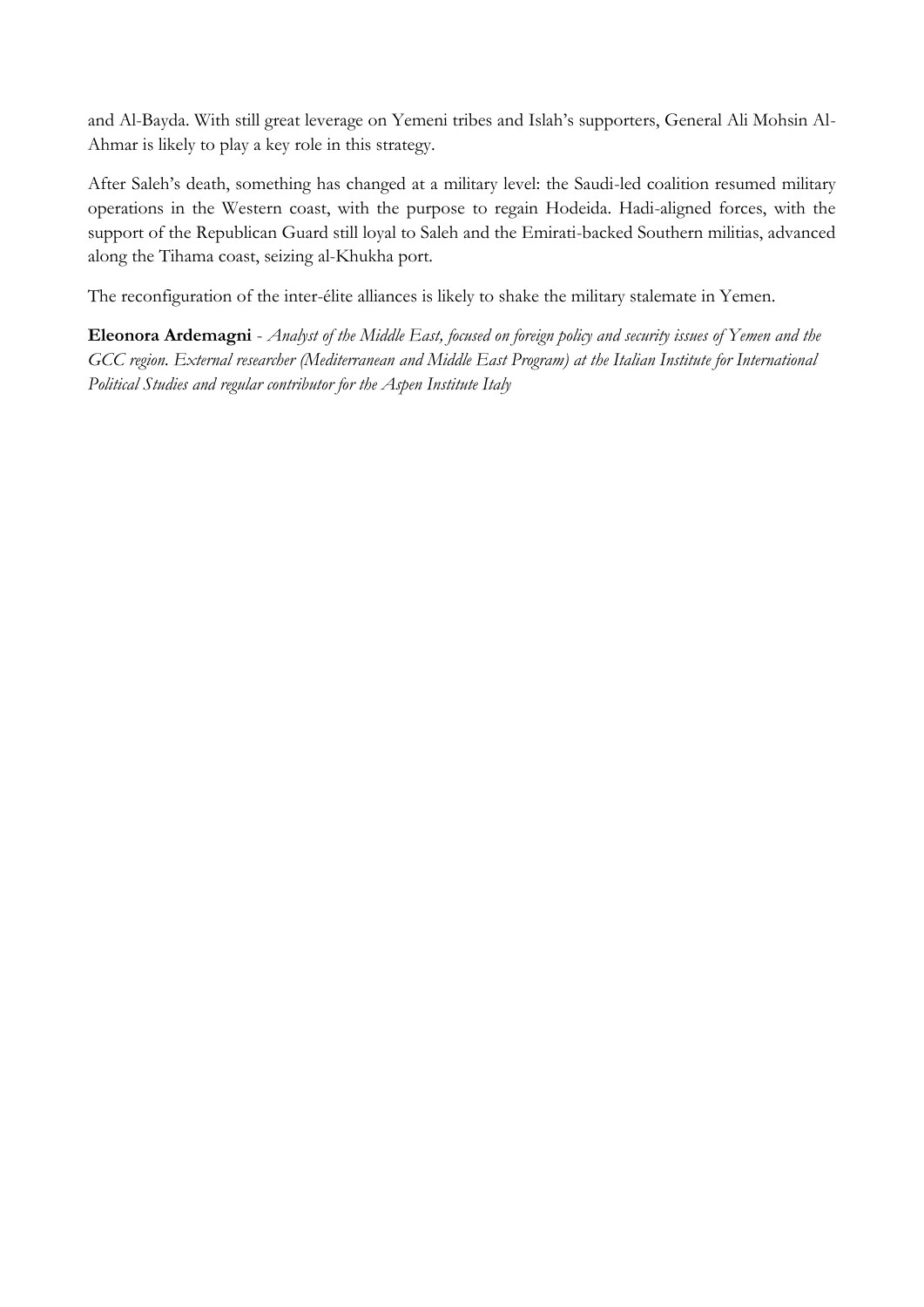and Al-Bayda. With still great leverage on Yemeni tribes and Islah's supporters, General Ali Mohsin Al-Ahmar is likely to play a key role in this strategy.

After Saleh's death, something has changed at a military level: the Saudi-led coalition resumed military operations in the Western coast, with the purpose to regain Hodeida. Hadi-aligned forces, with the support of the Republican Guard still loyal to Saleh and the Emirati-backed Southern militias, advanced along the Tihama coast, seizing al-Khukha port.

The reconfiguration of the inter-élite alliances is likely to shake the military stalemate in Yemen.

**Eleonora Ardemagni** - *Analyst of the Middle East, focused on foreign policy and security issues of Yemen and the GCC region. External researcher (Mediterranean and Middle East Program) at the Italian Institute for International Political Studies and regular contributor for the Aspen Institute Italy*